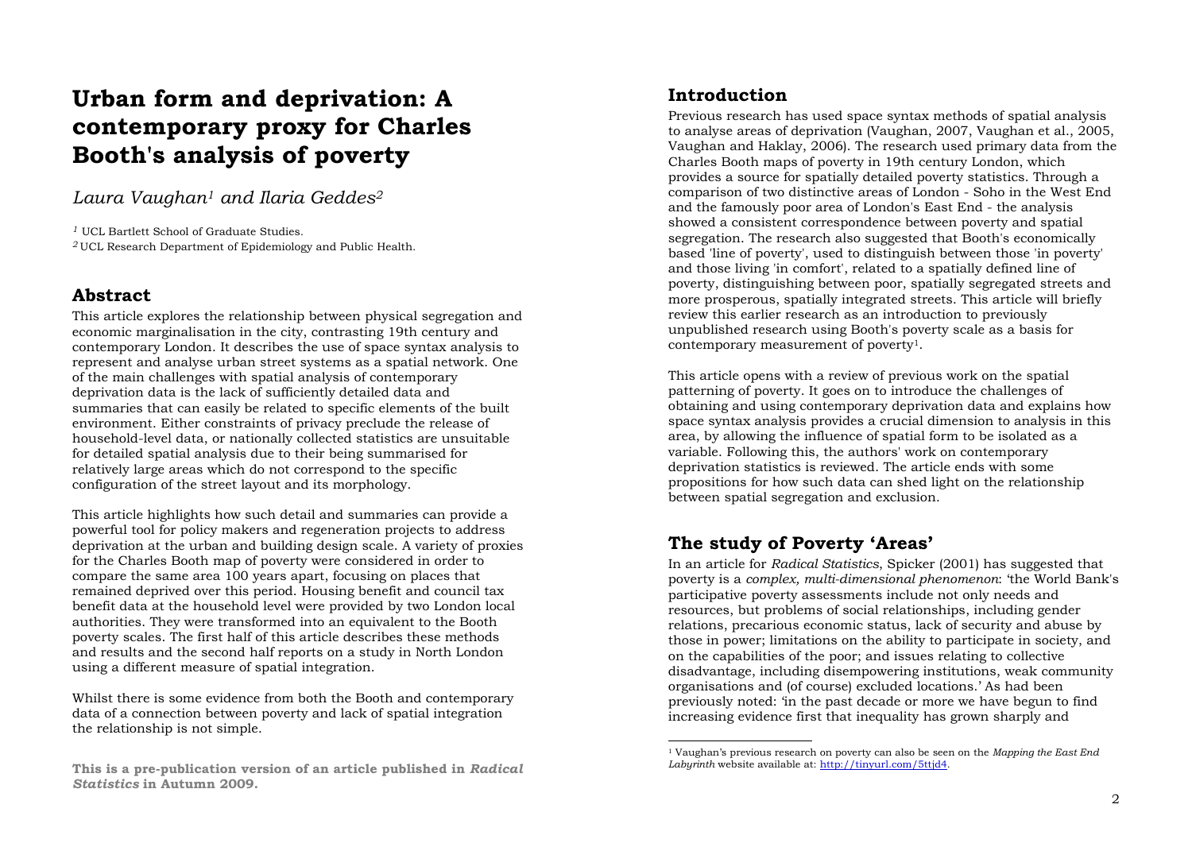# Urban form and deprivation: A contemporary proxy for Charles Booth's analysis of poverty

*Laura Vaughan[1] and Ilaria Geddes[2]*

[1] UCL Bartlett School of Graduate Studies.
[2] UCL Research Department of Epidemiology and Public Health.

## Abstract

This article explores the relationship between physical segregation and economic marginalisation in the city, contrasting 19th century and contemporary London. It describes the use of space syntax analysis to represent and analyse urban street systems as a spatial network. One of the main challenges with spatial analysis of contemporary deprivation data is the lack of sufficiently detailed data and summaries that can easily be related to specific elements of the built environment. Either constraints of privacy preclude the release of household-level data, or nationally collected statistics are unsuitable for detailed spatial analysis due to their being summarised for relatively large areas which do not correspond to the specific configuration of the street layout and its morphology.

This article highlights how such detail and summaries can provide a powerful tool for policy makers and regeneration projects to address deprivation at the urban and building design scale. A variety of proxies for the Charles Booth map of poverty were considered in order to compare the same area 100 years apart, focusing on places that remained deprived over this period. Housing benefit and council tax benefit data at the household level were provided by two London local authorities. They were transformed into an equivalent to the Booth poverty scales. The first half of this article describes these methods and results and the second half reports on a study in North London using a different measure of spatial integration.

Whilst there is some evidence from both the Booth and contemporary data of a connection between poverty and lack of spatial integration the relationship is not simple.

**This is a pre-publication version of an article published in *Radical Statistics* in Autumn 2009.**

## Introduction

Previous research has used space syntax methods of spatial analysis to analyse areas of deprivation (Vaughan, 2007, Vaughan et al., 2005, Vaughan and Haklay, 2006). The research used primary data from the Charles Booth maps of poverty in 19th century London, which provides a source for spatially detailed poverty statistics. Through a comparison of two distinctive areas of London - Soho in the West End and the famously poor area of London's East End - the analysis showed a consistent correspondence between poverty and spatial segregation. The research also suggested that Booth's economically based 'line of poverty', used to distinguish between those 'in poverty' and those living 'in comfort', related to a spatially defined line of poverty, distinguishing between poor, spatially segregated streets and more prosperous, spatially integrated streets. This article will briefly review this earlier research as an introduction to previously unpublished research using Booth's poverty scale as a basis for contemporary measurement of poverty[1].

This article opens with a review of previous work on the spatial patterning of poverty. It goes on to introduce the challenges of obtaining and using contemporary deprivation data and explains how space syntax analysis provides a crucial dimension to analysis in this area, by allowing the influence of spatial form to be isolated as a variable. Following this, the authors' work on contemporary deprivation statistics is reviewed. The article ends with some propositions for how such data can shed light on the relationship between spatial segregation and exclusion.

## The study of Poverty 'Areas'

In an article for *Radical Statistics*, Spicker (2001) has suggested that poverty is a *complex, multi-dimensional phenomenon*: 'the World Bank's participative poverty assessments include not only needs and resources, but problems of social relationships, including gender relations, precarious economic status, lack of security and abuse by those in power; limitations on the ability to participate in society, and on the capabilities of the poor; and issues relating to collective disadvantage, including disempowering institutions, weak community organisations and (of course) excluded locations.' As had been previously noted: 'in the past decade or more we have begun to find increasing evidence first that inequality has grown sharply and

[1] Vaughan's previous research on poverty can also be seen on the *Mapping the East End Labyrinth* website available at: http://tinyurl.com/5ttjd4.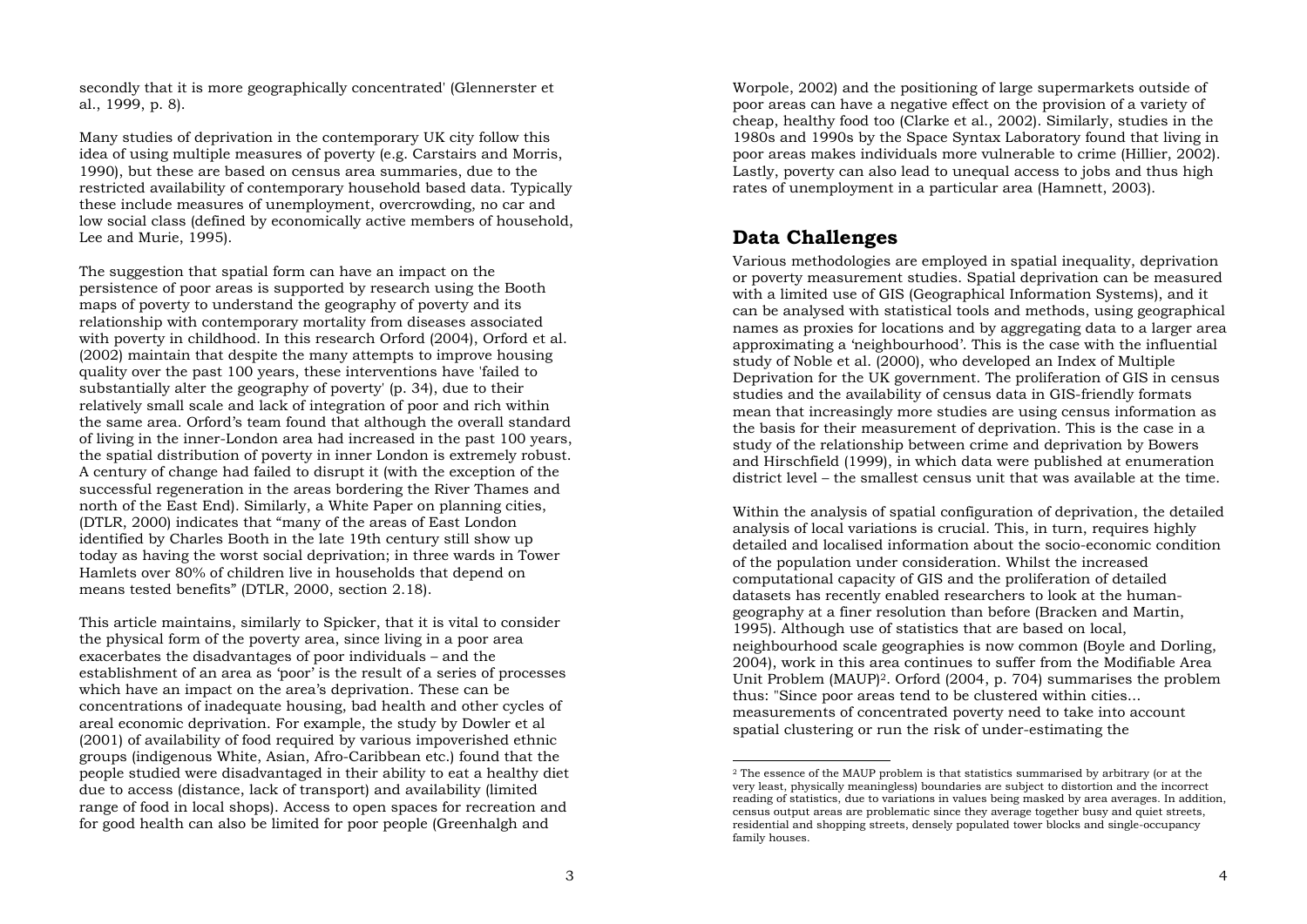secondly that it is more geographically concentrated' (Glennerster et al., 1999, p. 8).

Many studies of deprivation in the contemporary UK city follow this idea of using multiple measures of poverty (e.g. Carstairs and Morris, 1990), but these are based on census area summaries, due to the restricted availability of contemporary household based data. Typically these include measures of unemployment, overcrowding, no car and low social class (defined by economically active members of household, Lee and Murie, 1995).

The suggestion that spatial form can have an impact on the persistence of poor areas is supported by research using the Booth maps of poverty to understand the geography of poverty and its relationship with contemporary mortality from diseases associated with poverty in childhood. In this research Orford (2004), Orford et al. (2002) maintain that despite the many attempts to improve housing quality over the past 100 years, these interventions have 'failed to substantially alter the geography of poverty' (p. 34), due to their relatively small scale and lack of integration of poor and rich within the same area. Orford's team found that although the overall standard of living in the inner-London area had increased in the past 100 years, the spatial distribution of poverty in inner London is extremely robust. A century of change had failed to disrupt it (with the exception of the successful regeneration in the areas bordering the River Thames and north of the East End). Similarly, a White Paper on planning cities, (DTLR, 2000) indicates that "many of the areas of East London identified by Charles Booth in the late 19th century still show up today as having the worst social deprivation; in three wards in Tower Hamlets over 80% of children live in households that depend on means tested benefits" (DTLR, 2000, section 2.18).

This article maintains, similarly to Spicker, that it is vital to consider the physical form of the poverty area, since living in a poor area exacerbates the disadvantages of poor individuals – and the establishment of an area as 'poor' is the result of a series of processes which have an impact on the area's deprivation. These can be concentrations of inadequate housing, bad health and other cycles of areal economic deprivation. For example, the study by Dowler et al (2001) of availability of food required by various impoverished ethnic groups (indigenous White, Asian, Afro-Caribbean etc.) found that the people studied were disadvantaged in their ability to eat a healthy diet due to access (distance, lack of transport) and availability (limited range of food in local shops). Access to open spaces for recreation and for good health can also be limited for poor people (Greenhalgh and Worpole, 2002) and the positioning of large supermarkets outside of poor areas can have a negative effect on the provision of a variety of cheap, healthy food too (Clarke et al., 2002). Similarly, studies in the 1980s and 1990s by the Space Syntax Laboratory found that living in poor areas makes individuals more vulnerable to crime (Hillier, 2002). Lastly, poverty can also lead to unequal access to jobs and thus high rates of unemployment in a particular area (Hamnett, 2003).

## Data Challenges

Various methodologies are employed in spatial inequality, deprivation or poverty measurement studies. Spatial deprivation can be measured with a limited use of GIS (Geographical Information Systems), and it can be analysed with statistical tools and methods, using geographical names as proxies for locations and by aggregating data to a larger area approximating a 'neighbourhood'. This is the case with the influential study of Noble et al. (2000), who developed an Index of Multiple Deprivation for the UK government. The proliferation of GIS in census studies and the availability of census data in GIS-friendly formats mean that increasingly more studies are using census information as the basis for their measurement of deprivation. This is the case in a study of the relationship between crime and deprivation by Bowers and Hirschfield (1999), in which data were published at enumeration district level – the smallest census unit that was available at the time.

Within the analysis of spatial configuration of deprivation, the detailed analysis of local variations is crucial. This, in turn, requires highly detailed and localised information about the socio-economic condition of the population under consideration. Whilst the increased computational capacity of GIS and the proliferation of detailed datasets has recently enabled researchers to look at the human-geography at a finer resolution than before (Bracken and Martin, 1995). Although use of statistics that are based on local, neighbourhood scale geographies is now common (Boyle and Dorling, 2004), work in this area continues to suffer from the Modifiable Area Unit Problem (MAUP)[2]. Orford (2004, p. 704) summarises the problem thus: "Since poor areas tend to be clustered within cities... measurements of concentrated poverty need to take into account spatial clustering or run the risk of under-estimating the

[2] The essence of the MAUP problem is that statistics summarised by arbitrary (or at the very least, physically meaningless) boundaries are subject to distortion and the incorrect reading of statistics, due to variations in values being masked by area averages. In addition, census output areas are problematic since they average together busy and quiet streets, residential and shopping streets, densely populated tower blocks and single-occupancy family houses.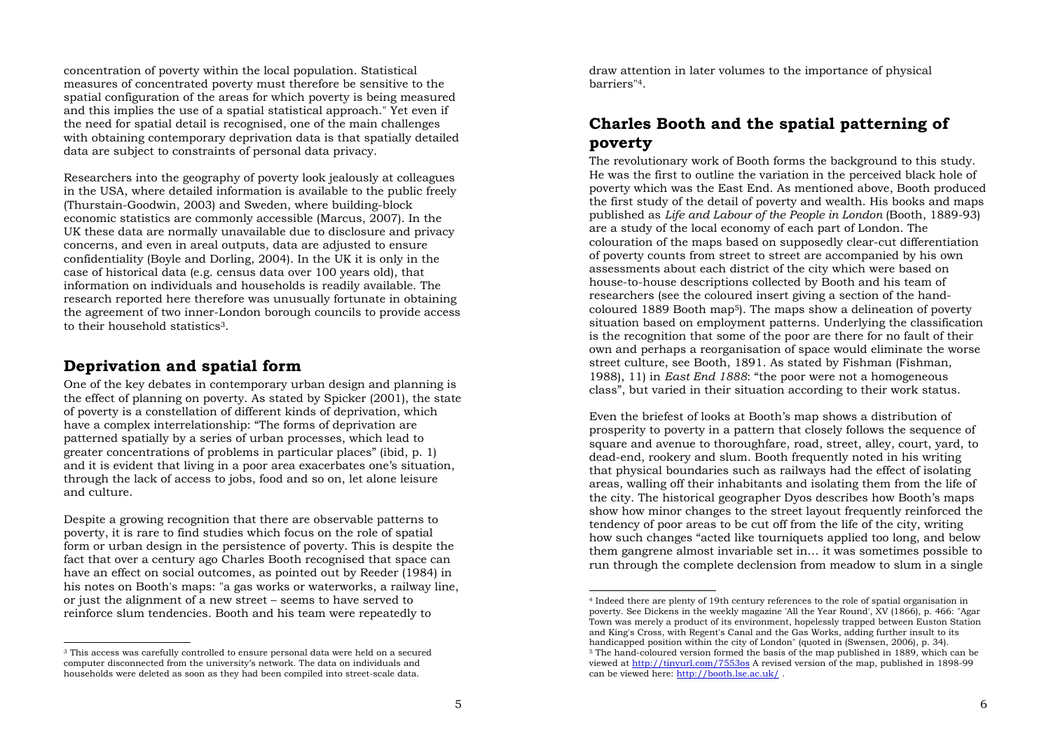concentration of poverty within the local population. Statistical measures of concentrated poverty must therefore be sensitive to the spatial configuration of the areas for which poverty is being measured and this implies the use of a spatial statistical approach." Yet even if the need for spatial detail is recognised, one of the main challenges with obtaining contemporary deprivation data is that spatially detailed data are subject to constraints of personal data privacy.

Researchers into the geography of poverty look jealously at colleagues in the USA, where detailed information is available to the public freely (Thurstain-Goodwin, 2003) and Sweden, where building-block economic statistics are commonly accessible (Marcus, 2007). In the UK these data are normally unavailable due to disclosure and privacy concerns, and even in areal outputs, data are adjusted to ensure confidentiality (Boyle and Dorling, 2004). In the UK it is only in the case of historical data (e.g. census data over 100 years old), that information on individuals and households is readily available. The research reported here therefore was unusually fortunate in obtaining the agreement of two inner-London borough councils to provide access to their household statistics[3].

## Deprivation and spatial form

One of the key debates in contemporary urban design and planning is the effect of planning on poverty. As stated by Spicker (2001), the state of poverty is a constellation of different kinds of deprivation, which have a complex interrelationship: "The forms of deprivation are patterned spatially by a series of urban processes, which lead to greater concentrations of problems in particular places" (ibid, p. 1) and it is evident that living in a poor area exacerbates one's situation, through the lack of access to jobs, food and so on, let alone leisure and culture.

Despite a growing recognition that there are observable patterns to poverty, it is rare to find studies which focus on the role of spatial form or urban design in the persistence of poverty. This is despite the fact that over a century ago Charles Booth recognised that space can have an effect on social outcomes, as pointed out by Reeder (1984) in his notes on Booth's maps: "a gas works or waterworks, a railway line, or just the alignment of a new street – seems to have served to reinforce slum tendencies. Booth and his team were repeatedly to draw attention in later volumes to the importance of physical barriers"[4].

## Charles Booth and the spatial patterning of poverty

The revolutionary work of Booth forms the background to this study. He was the first to outline the variation in the perceived black hole of poverty which was the East End. As mentioned above, Booth produced the first study of the detail of poverty and wealth. His books and maps published as *Life and Labour of the People in London* (Booth, 1889-93) are a study of the local economy of each part of London. The colouration of the maps based on supposedly clear-cut differentiation of poverty counts from street to street are accompanied by his own assessments about each district of the city which were based on house-to-house descriptions collected by Booth and his team of researchers (see the coloured insert giving a section of the hand-coloured 1889 Booth map[5]). The maps show a delineation of poverty situation based on employment patterns. Underlying the classification is the recognition that some of the poor are there for no fault of their own and perhaps a reorganisation of space would eliminate the worse street culture, see Booth, 1891. As stated by Fishman (Fishman, 1988), 11) in *East End 1888*: "the poor were not a homogeneous class", but varied in their situation according to their work status.

Even the briefest of looks at Booth's map shows a distribution of prosperity to poverty in a pattern that closely follows the sequence of square and avenue to thoroughfare, road, street, alley, court, yard, to dead-end, rookery and slum. Booth frequently noted in his writing that physical boundaries such as railways had the effect of isolating areas, walling off their inhabitants and isolating them from the life of the city. The historical geographer Dyos describes how Booth's maps show how minor changes to the street layout frequently reinforced the tendency of poor areas to be cut off from the life of the city, writing how such changes "acted like tourniquets applied too long, and below them gangrene almost invariable set in… it was sometimes possible to run through the complete declension from meadow to slum in a single

---

[3] This access was carefully controlled to ensure personal data were held on a secured computer disconnected from the university's network. The data on individuals and households were deleted as soon as they had been compiled into street-scale data.

[4] Indeed there are plenty of 19th century references to the role of spatial organisation in poverty. See Dickens in the weekly magazine 'All the Year Round', XV (1866), p. 466: "Agar Town was merely a product of its environment, hopelessly trapped between Euston Station and King's Cross, with Regent's Canal and the Gas Works, adding further insult to its handicapped position within the city of London" (quoted in (Swensen, 2006), p. 34).

[5] The hand-coloured version formed the basis of the map published in 1889, which can be viewed at http://tinyurl.com/7553os A revised version of the map, published in 1898-99 can be viewed here: http://booth.lse.ac.uk/ .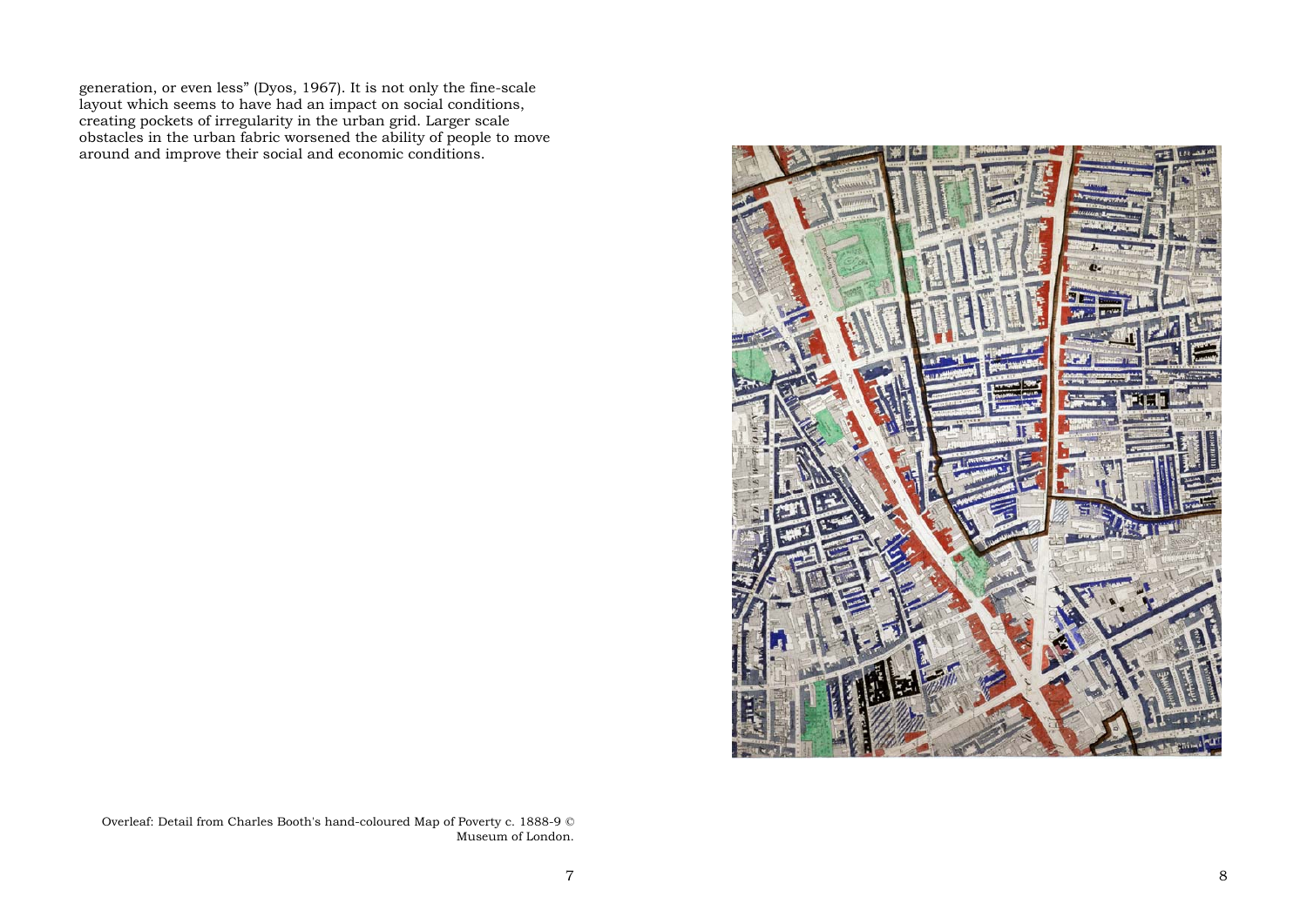generation, or even less" (Dyos, 1967). It is not only the fine-scale layout which seems to have had an impact on social conditions, creating pockets of irregularity in the urban grid. Larger scale obstacles in the urban fabric worsened the ability of people to move around and improve their social and economic conditions.

Overleaf: Detail from Charles Booth's hand-coloured Map of Poverty c. 1888-9 © Museum of London.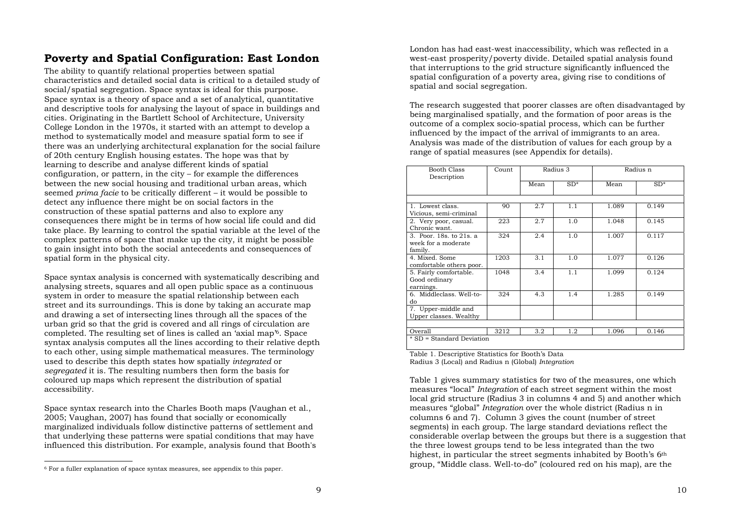## Poverty and Spatial Configuration: East London

The ability to quantify relational properties between spatial characteristics and detailed social data is critical to a detailed study of social/spatial segregation. Space syntax is ideal for this purpose. Space syntax is a theory of space and a set of analytical, quantitative and descriptive tools for analysing the layout of space in buildings and cities. Originating in the Bartlett School of Architecture, University College London in the 1970s, it started with an attempt to develop a method to systematically model and measure spatial form to see if there was an underlying architectural explanation for the social failure of 20th century English housing estates. The hope was that by learning to describe and analyse different kinds of spatial configuration, or pattern, in the city – for example the differences between the new social housing and traditional urban areas, which seemed *prima facie* to be critically different – it would be possible to detect any influence there might be on social factors in the construction of these spatial patterns and also to explore any consequences there might be in terms of how social life could and did take place. By learning to control the spatial variable at the level of the complex patterns of space that make up the city, it might be possible to gain insight into both the social antecedents and consequences of spatial form in the physical city.

Space syntax analysis is concerned with systematically describing and analysing streets, squares and all open public space as a continuous system in order to measure the spatial relationship between each street and its surroundings. This is done by taking an accurate map and drawing a set of intersecting lines through all the spaces of the urban grid so that the grid is covered and all rings of circulation are completed. The resulting set of lines is called an 'axial map'[6]. Space syntax analysis computes all the lines according to their relative depth to each other, using simple mathematical measures. The terminology used to describe this depth states how spatially *integrated* or *segregated* it is. The resulting numbers then form the basis for coloured up maps which represent the distribution of spatial accessibility.

Space syntax research into the Charles Booth maps (Vaughan et al., 2005; Vaughan, 2007) has found that socially or economically marginalized individuals follow distinctive patterns of settlement and that underlying these patterns were spatial conditions that may have influenced this distribution. For example, analysis found that Booth's London has had east-west inaccessibility, which was reflected in a west-east prosperity/poverty divide. Detailed spatial analysis found that interruptions to the grid structure significantly influenced the spatial configuration of a poverty area, giving rise to conditions of spatial and social segregation.

The research suggested that poorer classes are often disadvantaged by being marginalised spatially, and the formation of poor areas is the outcome of a complex socio-spatial process, which can be further influenced by the impact of the arrival of immigrants to an area. Analysis was made of the distribution of values for each group by a range of spatial measures (see Appendix for details).

| Booth Class Description | Count | Radius 3 | | Radius n | |
|---|---|---|---|---|---|
| | | Mean | SD* | Mean | SD* |
| 1. Lowest class. Vicious, semi-criminal | 90 | 2.7 | 1.1 | 1.089 | 0.149 |
| 2. Very poor, casual. Chronic want. | 223 | 2.7 | 1.0 | 1.048 | 0.145 |
| 3. Poor. 18s. to 21s. a week for a moderate family. | 324 | 2.4 | 1.0 | 1.007 | 0.117 |
| 4. Mixed. Some comfortable others poor. | 1203 | 3.1 | 1.0 | 1.077 | 0.126 |
| 5. Fairly comfortable. Good ordinary earnings. | 1048 | 3.4 | 1.1 | 1.099 | 0.124 |
| 6. Middleclass. Well-to-do | 324 | 4.3 | 1.4 | 1.285 | 0.149 |
| 7. Upper-middle and Upper classes. Wealthy | | | | | |
| Overall | 3212 | 3.2 | 1.2 | 1.096 | 0.146 |

\* SD = Standard Deviation

Table 1. Descriptive Statistics for Booth's Data
Radius 3 (Local) and Radius n (Global) *Integration*

Table 1 gives summary statistics for two of the measures, one which measures "local" *Integration* of each street segment within the most local grid structure (Radius 3 in columns 4 and 5) and another which measures "global" *Integration* over the whole district (Radius n in columns 6 and 7). Column 3 gives the count (number of street segments) in each group. The large standard deviations reflect the considerable overlap between the groups but there is a suggestion that the three lowest groups tend to be less integrated than the two highest, in particular the street segments inhabited by Booth's 6th group, "Middle class. Well-to-do" (coloured red on his map), are the

[6] For a fuller explanation of space syntax measures, see appendix to this paper.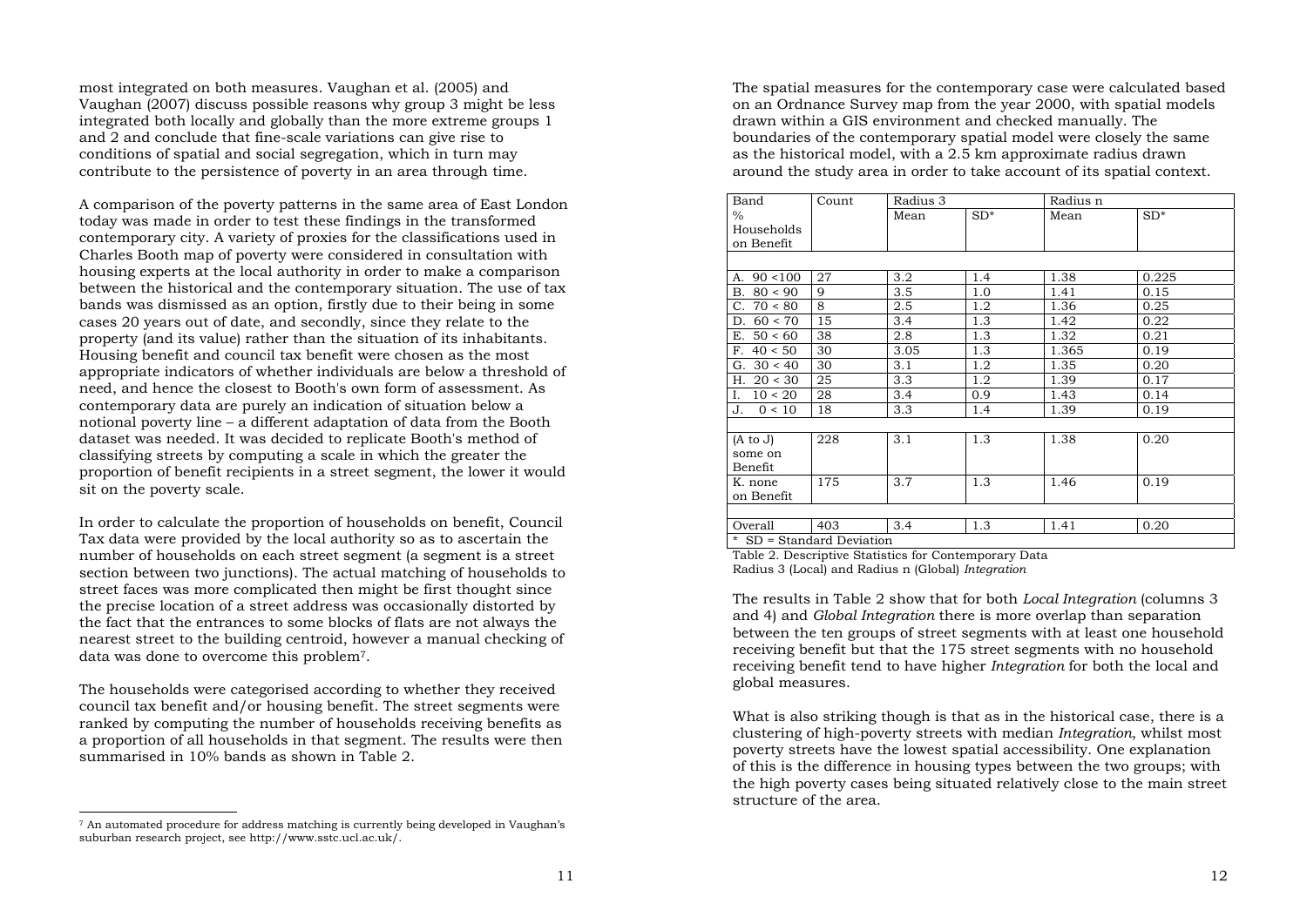most integrated on both measures. Vaughan et al. (2005) and Vaughan (2007) discuss possible reasons why group 3 might be less integrated both locally and globally than the more extreme groups 1 and 2 and conclude that fine-scale variations can give rise to conditions of spatial and social segregation, which in turn may contribute to the persistence of poverty in an area through time.

A comparison of the poverty patterns in the same area of East London today was made in order to test these findings in the transformed contemporary city. A variety of proxies for the classifications used in Charles Booth map of poverty were considered in consultation with housing experts at the local authority in order to make a comparison between the historical and the contemporary situation. The use of tax bands was dismissed as an option, firstly due to their being in some cases 20 years out of date, and secondly, since they relate to the property (and its value) rather than the situation of its inhabitants. Housing benefit and council tax benefit were chosen as the most appropriate indicators of whether individuals are below a threshold of need, and hence the closest to Booth's own form of assessment. As contemporary data are purely an indication of situation below a notional poverty line – a different adaptation of data from the Booth dataset was needed. It was decided to replicate Booth's method of classifying streets by computing a scale in which the greater the proportion of benefit recipients in a street segment, the lower it would sit on the poverty scale.

In order to calculate the proportion of households on benefit, Council Tax data were provided by the local authority so as to ascertain the number of households on each street segment (a segment is a street section between two junctions). The actual matching of households to street faces was more complicated then might be first thought since the precise location of a street address was occasionally distorted by the fact that the entrances to some blocks of flats are not always the nearest street to the building centroid, however a manual checking of data was done to overcome this problem[7].

The households were categorised according to whether they received council tax benefit and/or housing benefit. The street segments were ranked by computing the number of households receiving benefits as a proportion of all households in that segment. The results were then summarised in 10% bands as shown in Table 2.

[7] An automated procedure for address matching is currently being developed in Vaughan's suburban research project, see http://www.sstc.ucl.ac.uk/.

The spatial measures for the contemporary case were calculated based on an Ordnance Survey map from the year 2000, with spatial models drawn within a GIS environment and checked manually. The boundaries of the contemporary spatial model were closely the same as the historical model, with a 2.5 km approximate radius drawn around the study area in order to take account of its spatial context.

| Band | Count | Radius 3 | | Radius n | |
|---|---|---|---|---|---|
| % Households on Benefit | | Mean | SD* | Mean | SD* |
| A. 90 <100 | 27 | 3.2 | 1.4 | 1.38 | 0.225 |
| B. 80 < 90 | 9 | 3.5 | 1.0 | 1.41 | 0.15 |
| C. 70 < 80 | 8 | 2.5 | 1.2 | 1.36 | 0.25 |
| D. 60 < 70 | 15 | 3.4 | 1.3 | 1.42 | 0.22 |
| E. 50 < 60 | 38 | 2.8 | 1.3 | 1.32 | 0.21 |
| F. 40 < 50 | 30 | 3.05 | 1.3 | 1.365 | 0.19 |
| G. 30 < 40 | 30 | 3.1 | 1.2 | 1.35 | 0.20 |
| H. 20 < 30 | 25 | 3.3 | 1.2 | 1.39 | 0.17 |
| I. 10 < 20 | 28 | 3.4 | 0.9 | 1.43 | 0.14 |
| J. 0 < 10 | 18 | 3.3 | 1.4 | 1.39 | 0.19 |
| (A to J) some on Benefit | 228 | 3.1 | 1.3 | 1.38 | 0.20 |
| K. none on Benefit | 175 | 3.7 | 1.3 | 1.46 | 0.19 |
| Overall | 403 | 3.4 | 1.3 | 1.41 | 0.20 |

\* SD = Standard Deviation

Table 2. Descriptive Statistics for Contemporary Data
Radius 3 (Local) and Radius n (Global) *Integration*

The results in Table 2 show that for both *Local Integration* (columns 3 and 4) and *Global Integration* there is more overlap than separation between the ten groups of street segments with at least one household receiving benefit but that the 175 street segments with no household receiving benefit tend to have higher *Integration* for both the local and global measures.

What is also striking though is that as in the historical case, there is a clustering of high-poverty streets with median *Integration*, whilst most poverty streets have the lowest spatial accessibility. One explanation of this is the difference in housing types between the two groups; with the high poverty cases being situated relatively close to the main street structure of the area.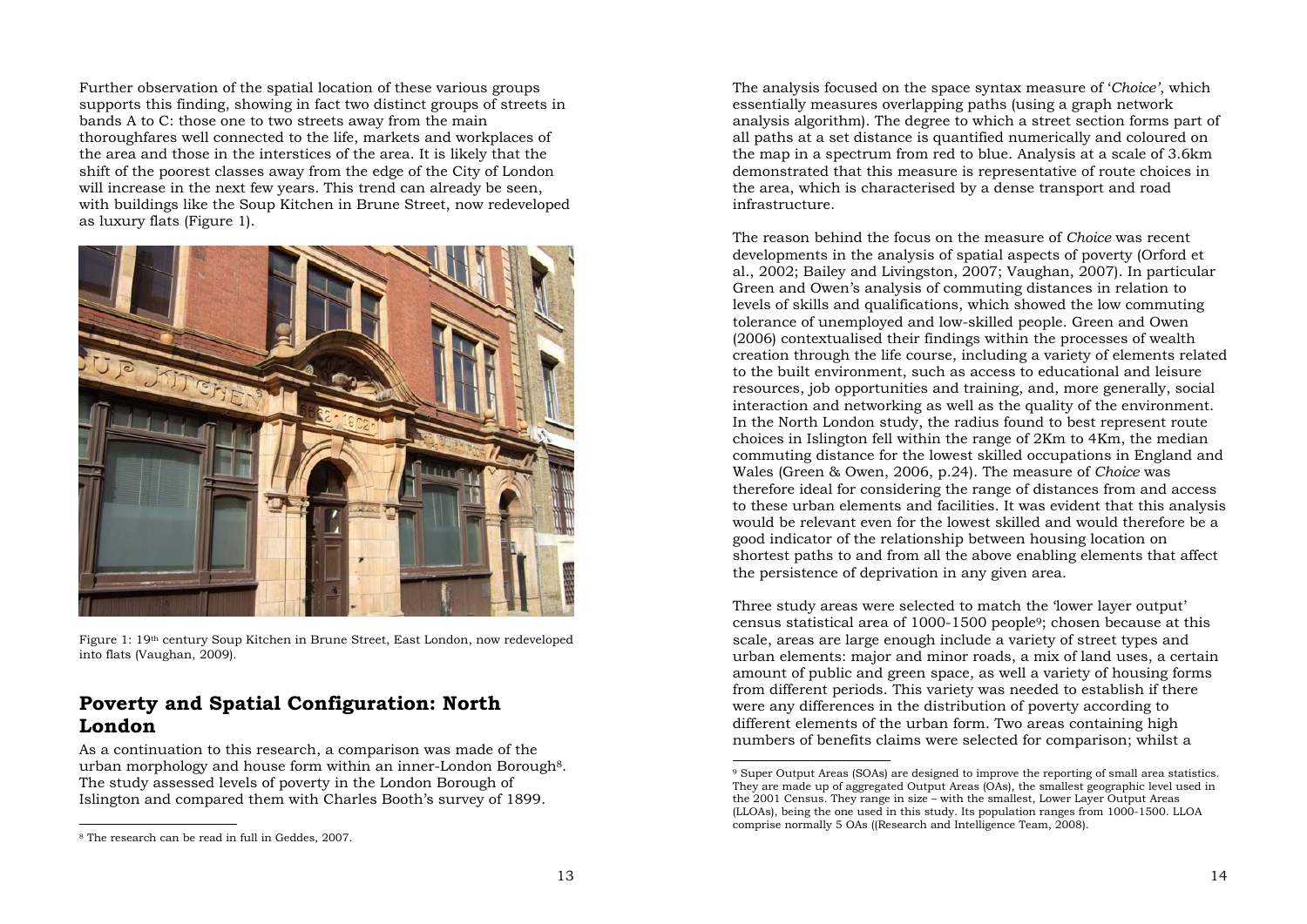Further observation of the spatial location of these various groups supports this finding, showing in fact two distinct groups of streets in bands A to C: those one to two streets away from the main thoroughfares well connected to the life, markets and workplaces of the area and those in the interstices of the area. It is likely that the shift of the poorest classes away from the edge of the City of London will increase in the next few years. This trend can already be seen, with buildings like the Soup Kitchen in Brune Street, now redeveloped as luxury flats (Figure 1).

Figure 1: 19th century Soup Kitchen in Brune Street, East London, now redeveloped into flats (Vaughan, 2009).

## Poverty and Spatial Configuration: North London

As a continuation to this research, a comparison was made of the urban morphology and house form within an inner-London Borough[8]. The study assessed levels of poverty in the London Borough of Islington and compared them with Charles Booth's survey of 1899.

[8] The research can be read in full in Geddes, 2007.

The analysis focused on the space syntax measure of '*Choice*', which essentially measures overlapping paths (using a graph network analysis algorithm). The degree to which a street section forms part of all paths at a set distance is quantified numerically and coloured on the map in a spectrum from red to blue. Analysis at a scale of 3.6km demonstrated that this measure is representative of route choices in the area, which is characterised by a dense transport and road infrastructure.

The reason behind the focus on the measure of *Choice* was recent developments in the analysis of spatial aspects of poverty (Orford et al., 2002; Bailey and Livingston, 2007; Vaughan, 2007). In particular Green and Owen's analysis of commuting distances in relation to levels of skills and qualifications, which showed the low commuting tolerance of unemployed and low-skilled people. Green and Owen (2006) contextualised their findings within the processes of wealth creation through the life course, including a variety of elements related to the built environment, such as access to educational and leisure resources, job opportunities and training, and, more generally, social interaction and networking as well as the quality of the environment. In the North London study, the radius found to best represent route choices in Islington fell within the range of 2Km to 4Km, the median commuting distance for the lowest skilled occupations in England and Wales (Green & Owen, 2006, p.24). The measure of *Choice* was therefore ideal for considering the range of distances from and access to these urban elements and facilities. It was evident that this analysis would be relevant even for the lowest skilled and would therefore be a good indicator of the relationship between housing location on shortest paths to and from all the above enabling elements that affect the persistence of deprivation in any given area.

Three study areas were selected to match the 'lower layer output' census statistical area of 1000-1500 people[9]; chosen because at this scale, areas are large enough include a variety of street types and urban elements: major and minor roads, a mix of land uses, a certain amount of public and green space, as well a variety of housing forms from different periods. This variety was needed to establish if there were any differences in the distribution of poverty according to different elements of the urban form. Two areas containing high numbers of benefits claims were selected for comparison; whilst a

[9] Super Output Areas (SOAs) are designed to improve the reporting of small area statistics. They are made up of aggregated Output Areas (OAs), the smallest geographic level used in the 2001 Census. They range in size – with the smallest, Lower Layer Output Areas (LLOAs), being the one used in this study. Its population ranges from 1000-1500. LLOA comprise normally 5 OAs ((Research and Intelligence Team, 2008).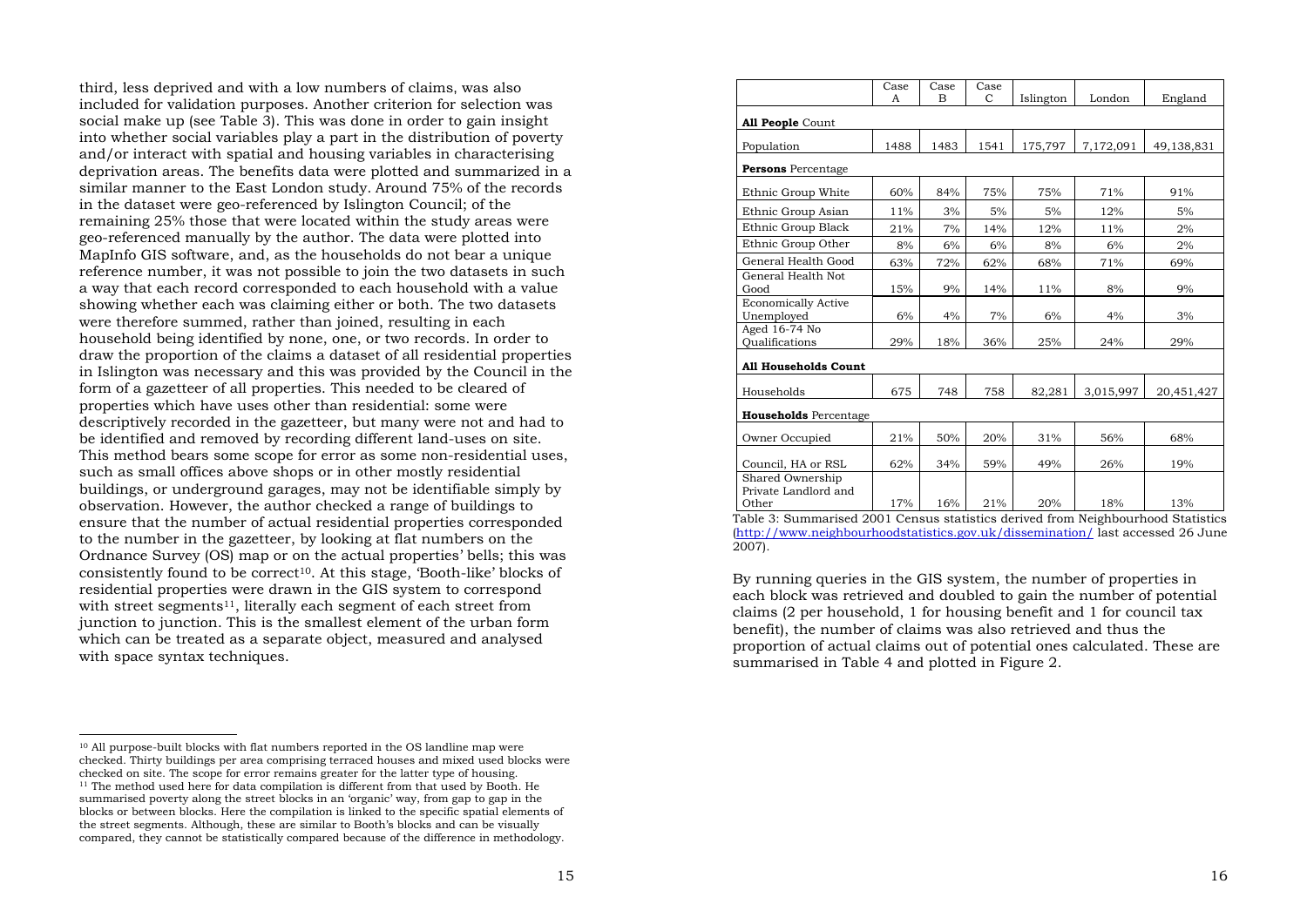third, less deprived and with a low numbers of claims, was also included for validation purposes. Another criterion for selection was social make up (see Table 3). This was done in order to gain insight into whether social variables play a part in the distribution of poverty and/or interact with spatial and housing variables in characterising deprivation areas. The benefits data were plotted and summarized in a similar manner to the East London study. Around 75% of the records in the dataset were geo-referenced by Islington Council; of the remaining 25% those that were located within the study areas were geo-referenced manually by the author. The data were plotted into MapInfo GIS software, and, as the households do not bear a unique reference number, it was not possible to join the two datasets in such a way that each record corresponded to each household with a value showing whether each was claiming either or both. The two datasets were therefore summed, rather than joined, resulting in each household being identified by none, one, or two records. In order to draw the proportion of the claims a dataset of all residential properties in Islington was necessary and this was provided by the Council in the form of a gazetteer of all properties. This needed to be cleared of properties which have uses other than residential: some were descriptively recorded in the gazetteer, but many were not and had to be identified and removed by recording different land-uses on site. This method bears some scope for error as some non-residential uses, such as small offices above shops or in other mostly residential buildings, or underground garages, may not be identifiable simply by observation. However, the author checked a range of buildings to ensure that the number of actual residential properties corresponded to the number in the gazetteer, by looking at flat numbers on the Ordnance Survey (OS) map or on the actual properties' bells; this was consistently found to be correct[10]. At this stage, 'Booth-like' blocks of residential properties were drawn in the GIS system to correspond with street segments[11], literally each segment of each street from junction to junction. This is the smallest element of the urban form which can be treated as a separate object, measured and analysed with space syntax techniques.

[10] All purpose-built blocks with flat numbers reported in the OS landline map were checked. Thirty buildings per area comprising terraced houses and mixed used blocks were checked on site. The scope for error remains greater for the latter type of housing.

[11] The method used here for data compilation is different from that used by Booth. He summarised poverty along the street blocks in an 'organic' way, from gap to gap in the blocks or between blocks. Here the compilation is linked to the specific spatial elements of the street segments. Although, these are similar to Booth's blocks and can be visually compared, they cannot be statistically compared because of the difference in methodology.

| | Case A | Case B | Case C | Islington | London | England |
|---|---|---|---|---|---|---|
| **All People** Count | | | | | | |
| Population | 1488 | 1483 | 1541 | 175,797 | 7,172,091 | 49,138,831 |
| **Persons** Percentage | | | | | | |
| Ethnic Group White | 60% | 84% | 75% | 75% | 71% | 91% |
| Ethnic Group Asian | 11% | 3% | 5% | 5% | 12% | 5% |
| Ethnic Group Black | 21% | 7% | 14% | 12% | 11% | 2% |
| Ethnic Group Other | 8% | 6% | 6% | 8% | 6% | 2% |
| General Health Good | 63% | 72% | 62% | 68% | 71% | 69% |
| General Health Not Good | 15% | 9% | 14% | 11% | 8% | 9% |
| Economically Active Unemployed | 6% | 4% | 7% | 6% | 4% | 3% |
| Aged 16-74 No Qualifications | 29% | 18% | 36% | 25% | 24% | 29% |
| **All Households Count** | | | | | | |
| Households | 675 | 748 | 758 | 82,281 | 3,015,997 | 20,451,427 |
| **Households** Percentage | | | | | | |
| Owner Occupied | 21% | 50% | 20% | 31% | 56% | 68% |
| Council, HA or RSL | 62% | 34% | 59% | 49% | 26% | 19% |
| Shared Ownership Private Landlord and Other | 17% | 16% | 21% | 20% | 18% | 13% |

Table 3: Summarised 2001 Census statistics derived from Neighbourhood Statistics (http://www.neighbourhoodstatistics.gov.uk/dissemination/ last accessed 26 June 2007).

By running queries in the GIS system, the number of properties in each block was retrieved and doubled to gain the number of potential claims (2 per household, 1 for housing benefit and 1 for council tax benefit), the number of claims was also retrieved and thus the proportion of actual claims out of potential ones calculated. These are summarised in Table 4 and plotted in Figure 2.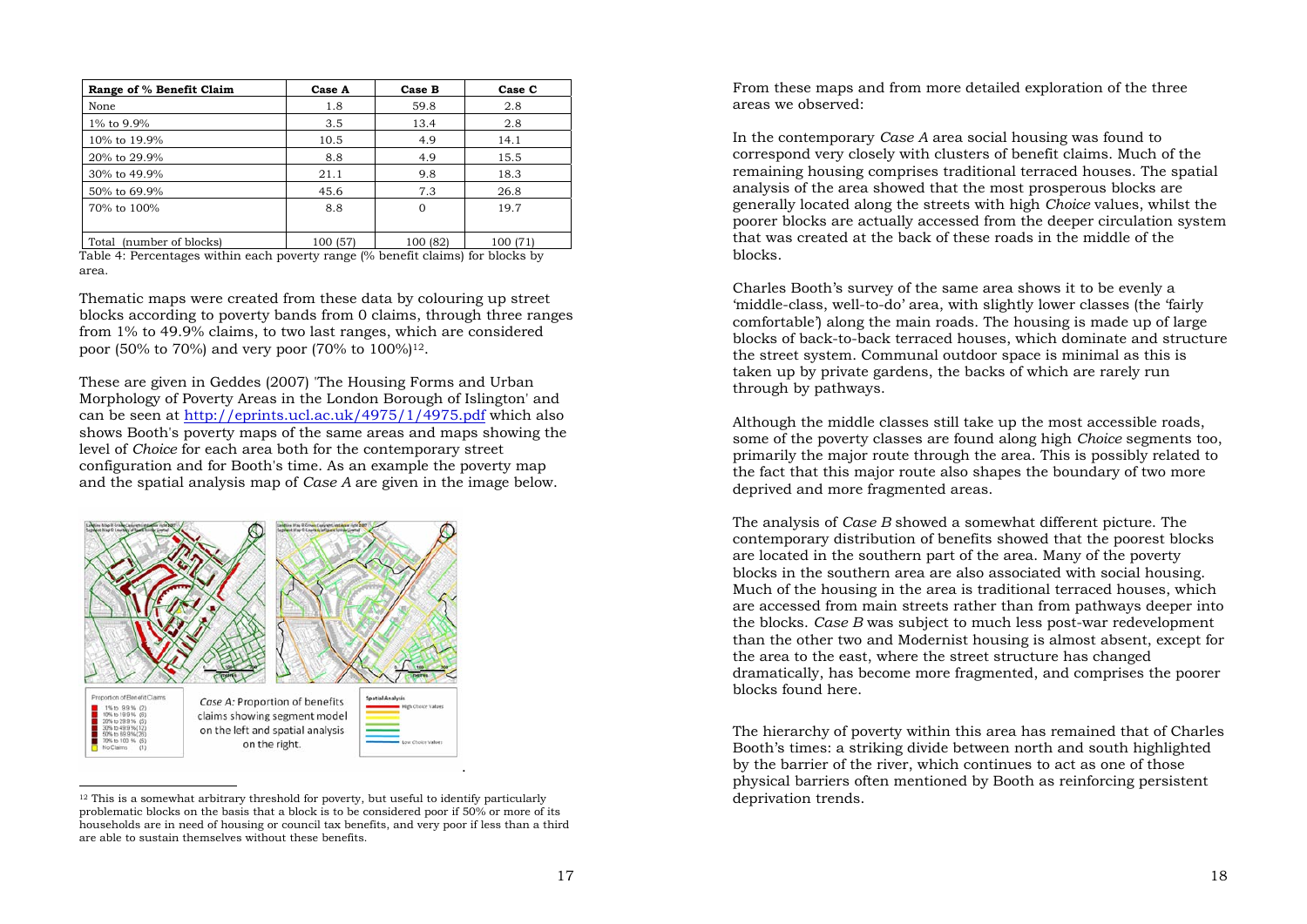| Range of % Benefit Claim | Case A | Case B | Case C |
|---|---|---|---|
| None | 1.8 | 59.8 | 2.8 |
| 1% to 9.9% | 3.5 | 13.4 | 2.8 |
| 10% to 19.9% | 10.5 | 4.9 | 14.1 |
| 20% to 29.9% | 8.8 | 4.9 | 15.5 |
| 30% to 49.9% | 21.1 | 9.8 | 18.3 |
| 50% to 69.9% | 45.6 | 7.3 | 26.8 |
| 70% to 100% | 8.8 | 0 | 19.7 |
| Total (number of blocks) | 100 (57) | 100 (82) | 100 (71) |

Table 4: Percentages within each poverty range (% benefit claims) for blocks by area.

Thematic maps were created from these data by colouring up street blocks according to poverty bands from 0 claims, through three ranges from 1% to 49.9% claims, to two last ranges, which are considered poor (50% to 70%) and very poor (70% to 100%)[12].

These are given in Geddes (2007) 'The Housing Forms and Urban Morphology of Poverty Areas in the London Borough of Islington' and can be seen at http://eprints.ucl.ac.uk/4975/1/4975.pdf which also shows Booth's poverty maps of the same areas and maps showing the level of *Choice* for each area both for the contemporary street configuration and for Booth's time. As an example the poverty map and the spatial analysis map of *Case A* are given in the image below.

*Case A:* Proportion of benefits claims showing segment model on the left and spatial analysis on the right.

[12] This is a somewhat arbitrary threshold for poverty, but useful to identify particularly problematic blocks on the basis that a block is to be considered poor if 50% or more of its households are in need of housing or council tax benefits, and very poor if less than a third are able to sustain themselves without these benefits.

From these maps and from more detailed exploration of the three areas we observed:

In the contemporary *Case A* area social housing was found to correspond very closely with clusters of benefit claims. Much of the remaining housing comprises traditional terraced houses. The spatial analysis of the area showed that the most prosperous blocks are generally located along the streets with high *Choice* values, whilst the poorer blocks are actually accessed from the deeper circulation system that was created at the back of these roads in the middle of the blocks.

Charles Booth's survey of the same area shows it to be evenly a 'middle-class, well-to-do' area, with slightly lower classes (the 'fairly comfortable') along the main roads. The housing is made up of large blocks of back-to-back terraced houses, which dominate and structure the street system. Communal outdoor space is minimal as this is taken up by private gardens, the backs of which are rarely run through by pathways.

Although the middle classes still take up the most accessible roads, some of the poverty classes are found along high *Choice* segments too, primarily the major route through the area. This is possibly related to the fact that this major route also shapes the boundary of two more deprived and more fragmented areas.

The analysis of *Case B* showed a somewhat different picture. The contemporary distribution of benefits showed that the poorest blocks are located in the southern part of the area. Many of the poverty blocks in the southern area are also associated with social housing. Much of the housing in the area is traditional terraced houses, which are accessed from main streets rather than from pathways deeper into the blocks. *Case B* was subject to much less post-war redevelopment than the other two and Modernist housing is almost absent, except for the area to the east, where the street structure has changed dramatically, has become more fragmented, and comprises the poorer blocks found here.

The hierarchy of poverty within this area has remained that of Charles Booth's times: a striking divide between north and south highlighted by the barrier of the river, which continues to act as one of those physical barriers often mentioned by Booth as reinforcing persistent deprivation trends.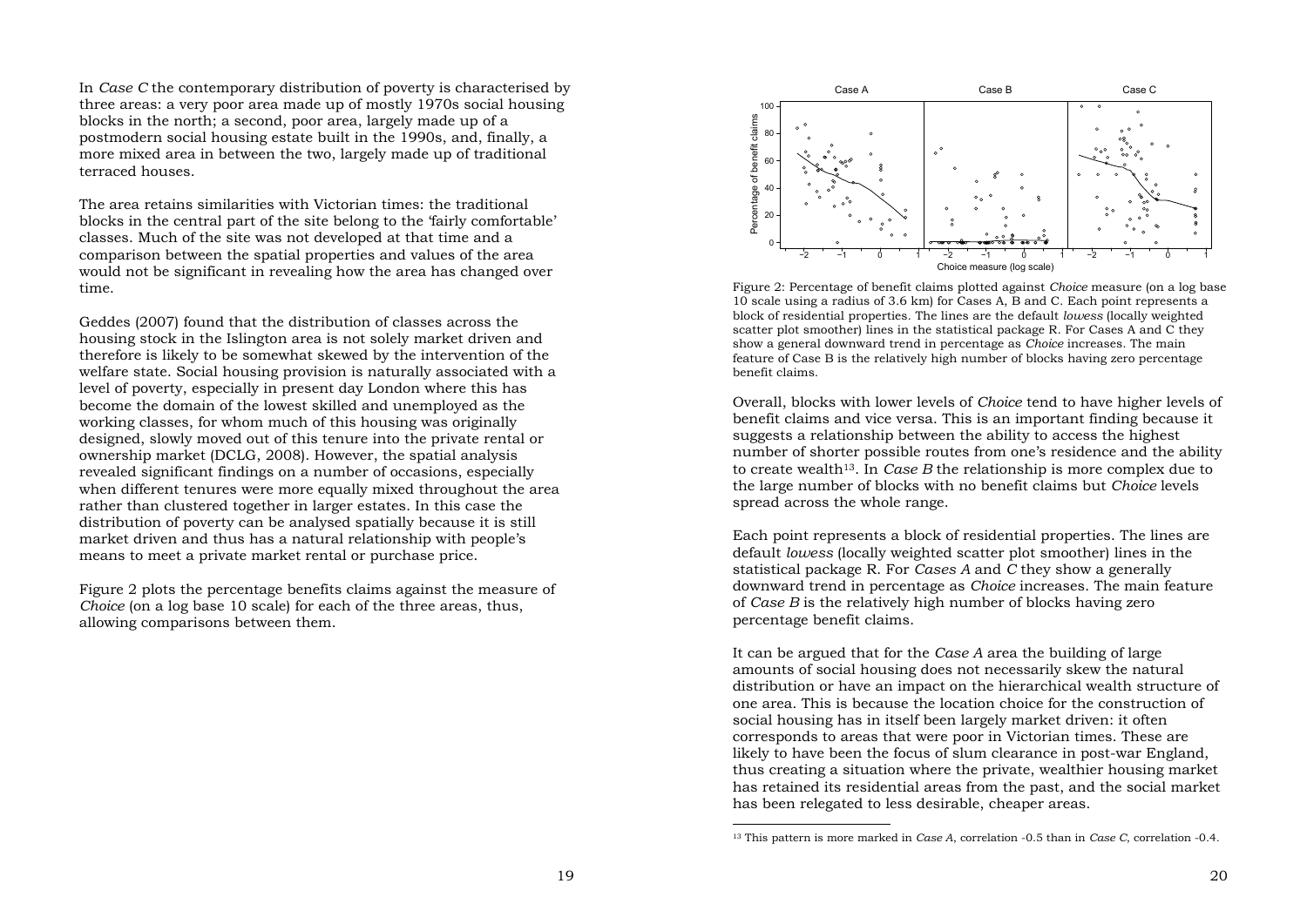In *Case C* the contemporary distribution of poverty is characterised by three areas: a very poor area made up of mostly 1970s social housing blocks in the north; a second, poor area, largely made up of a postmodern social housing estate built in the 1990s, and, finally, a more mixed area in between the two, largely made up of traditional terraced houses.

The area retains similarities with Victorian times: the traditional blocks in the central part of the site belong to the 'fairly comfortable' classes. Much of the site was not developed at that time and a comparison between the spatial properties and values of the area would not be significant in revealing how the area has changed over time.

Geddes (2007) found that the distribution of classes across the housing stock in the Islington area is not solely market driven and therefore is likely to be somewhat skewed by the intervention of the welfare state. Social housing provision is naturally associated with a level of poverty, especially in present day London where this has become the domain of the lowest skilled and unemployed as the working classes, for whom much of this housing was originally designed, slowly moved out of this tenure into the private rental or ownership market (DCLG, 2008). However, the spatial analysis revealed significant findings on a number of occasions, especially when different tenures were more equally mixed throughout the area rather than clustered together in larger estates. In this case the distribution of poverty can be analysed spatially because it is still market driven and thus has a natural relationship with people's means to meet a private market rental or purchase price.

Figure 2 plots the percentage benefits claims against the measure of *Choice* (on a log base 10 scale) for each of the three areas, thus, allowing comparisons between them.

Figure 2: Percentage of benefit claims plotted against *Choice* measure (on a log base 10 scale using a radius of 3.6 km) for Cases A, B and C. Each point represents a block of residential properties. The lines are the default *lowess* (locally weighted scatter plot smoother) lines in the statistical package R. For Cases A and C they show a general downward trend in percentage as *Choice* increases. The main feature of Case B is the relatively high number of blocks having zero percentage benefit claims.

Overall, blocks with lower levels of *Choice* tend to have higher levels of benefit claims and vice versa. This is an important finding because it suggests a relationship between the ability to access the highest number of shorter possible routes from one's residence and the ability to create wealth[13]. In *Case B* the relationship is more complex due to the large number of blocks with no benefit claims but *Choice* levels spread across the whole range.

Each point represents a block of residential properties. The lines are default *lowess* (locally weighted scatter plot smoother) lines in the statistical package R. For *Cases A* and *C* they show a generally downward trend in percentage as *Choice* increases. The main feature of *Case B* is the relatively high number of blocks having zero percentage benefit claims.

It can be argued that for the *Case A* area the building of large amounts of social housing does not necessarily skew the natural distribution or have an impact on the hierarchical wealth structure of one area. This is because the location choice for the construction of social housing has in itself been largely market driven: it often corresponds to areas that were poor in Victorian times. These are likely to have been the focus of slum clearance in post-war England, thus creating a situation where the private, wealthier housing market has retained its residential areas from the past, and the social market has been relegated to less desirable, cheaper areas.

[13] This pattern is more marked in *Case A*, correlation -0.5 than in *Case C*, correlation -0.4.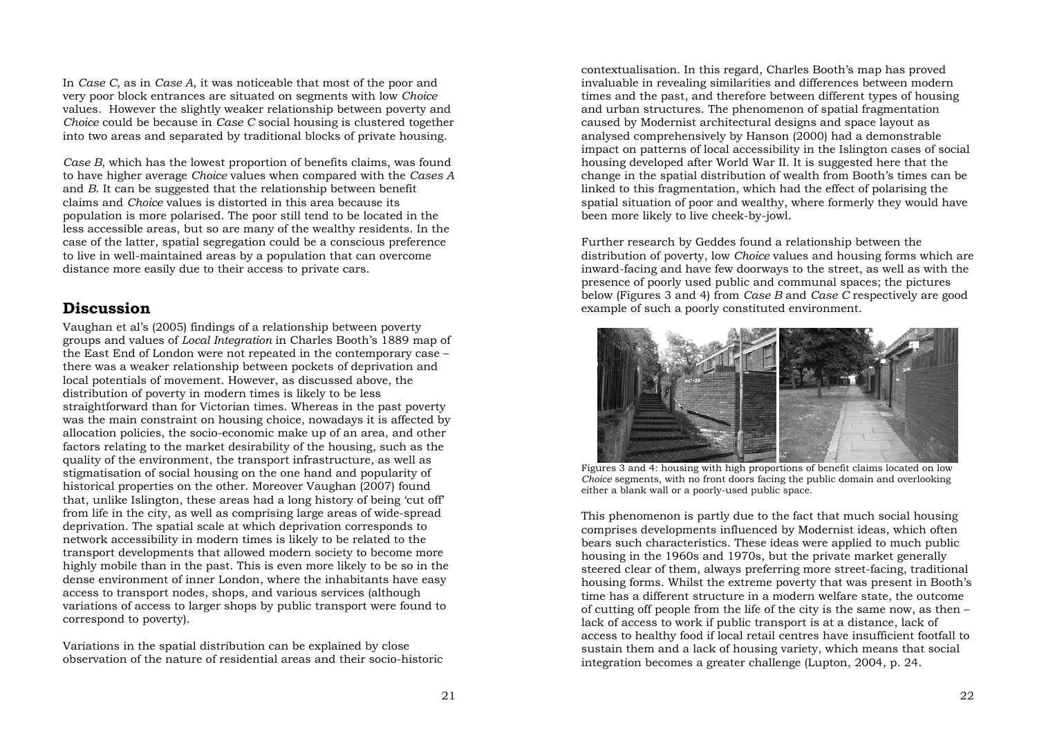In *Case C*, as in *Case A*, it was noticeable that most of the poor and very poor block entrances are situated on segments with low *Choice* values. However the slightly weaker relationship between poverty and *Choice* could be because in *Case C* social housing is clustered together into two areas and separated by traditional blocks of private housing.

*Case B*, which has the lowest proportion of benefits claims, was found to have higher average *Choice* values when compared with the *Cases A* and *B*. It can be suggested that the relationship between benefit claims and *Choice* values is distorted in this area because its population is more polarised. The poor still tend to be located in the less accessible areas, but so are many of the wealthy residents. In the case of the latter, spatial segregation could be a conscious preference to live in well-maintained areas by a population that can overcome distance more easily due to their access to private cars.

## Discussion

Vaughan et al's (2005) findings of a relationship between poverty groups and values of *Local Integration* in Charles Booth's 1889 map of the East End of London were not repeated in the contemporary case – there was a weaker relationship between pockets of deprivation and local potentials of movement. However, as discussed above, the distribution of poverty in modern times is likely to be less straightforward than for Victorian times. Whereas in the past poverty was the main constraint on housing choice, nowadays it is affected by allocation policies, the socio-economic make up of an area, and other factors relating to the market desirability of the housing, such as the quality of the environment, the transport infrastructure, as well as stigmatisation of social housing on the one hand and popularity of historical properties on the other. Moreover Vaughan (2007) found that, unlike Islington, these areas had a long history of being 'cut off' from life in the city, as well as comprising large areas of wide-spread deprivation. The spatial scale at which deprivation corresponds to network accessibility in modern times is likely to be related to the transport developments that allowed modern society to become more highly mobile than in the past. This is even more likely to be so in the dense environment of inner London, where the inhabitants have easy access to transport nodes, shops, and various services (although variations of access to larger shops by public transport were found to correspond to poverty).

Variations in the spatial distribution can be explained by close observation of the nature of residential areas and their socio-historic contextualisation. In this regard, Charles Booth's map has proved invaluable in revealing similarities and differences between modern times and the past, and therefore between different types of housing and urban structures. The phenomenon of spatial fragmentation caused by Modernist architectural designs and space layout as analysed comprehensively by Hanson (2000) had a demonstrable impact on patterns of local accessibility in the Islington cases of social housing developed after World War II. It is suggested here that the change in the spatial distribution of wealth from Booth's times can be linked to this fragmentation, which had the effect of polarising the spatial situation of poor and wealthy, where formerly they would have been more likely to live cheek-by-jowl.

Further research by Geddes found a relationship between the distribution of poverty, low *Choice* values and housing forms which are inward-facing and have few doorways to the street, as well as with the presence of poorly used public and communal spaces; the pictures below (Figures 3 and 4) from *Case B* and *Case C* respectively are good example of such a poorly constituted environment.

Figures 3 and 4: housing with high proportions of benefit claims located on low *Choice* segments, with no front doors facing the public domain and overlooking either a blank wall or a poorly-used public space.

This phenomenon is partly due to the fact that much social housing comprises developments influenced by Modernist ideas, which often bears such characteristics. These ideas were applied to much public housing in the 1960s and 1970s, but the private market generally steered clear of them, always preferring more street-facing, traditional housing forms. Whilst the extreme poverty that was present in Booth's time has a different structure in a modern welfare state, the outcome of cutting off people from the life of the city is the same now, as then – lack of access to work if public transport is at a distance, lack of access to healthy food if local retail centres have insufficient footfall to sustain them and a lack of housing variety, which means that social integration becomes a greater challenge (Lupton, 2004, p. 24.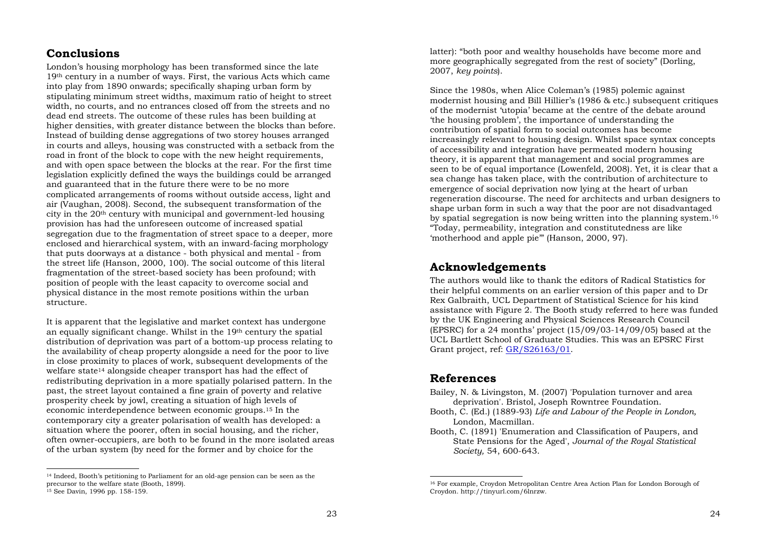## Conclusions

London's housing morphology has been transformed since the late 19th century in a number of ways. First, the various Acts which came into play from 1890 onwards; specifically shaping urban form by stipulating minimum street widths, maximum ratio of height to street width, no courts, and no entrances closed off from the streets and no dead end streets. The outcome of these rules has been building at higher densities, with greater distance between the blocks than before. Instead of building dense aggregations of two storey houses arranged in courts and alleys, housing was constructed with a setback from the road in front of the block to cope with the new height requirements, and with open space between the blocks at the rear. For the first time legislation explicitly defined the ways the buildings could be arranged and guaranteed that in the future there were to be no more complicated arrangements of rooms without outside access, light and air (Vaughan, 2008). Second, the subsequent transformation of the city in the 20th century with municipal and government-led housing provision has had the unforeseen outcome of increased spatial segregation due to the fragmentation of street space to a deeper, more enclosed and hierarchical system, with an inward-facing morphology that puts doorways at a distance - both physical and mental - from the street life (Hanson, 2000, 100). The social outcome of this literal fragmentation of the street-based society has been profound; with position of people with the least capacity to overcome social and physical distance in the most remote positions within the urban structure.

It is apparent that the legislative and market context has undergone an equally significant change. Whilst in the 19th century the spatial distribution of deprivation was part of a bottom-up process relating to the availability of cheap property alongside a need for the poor to live in close proximity to places of work, subsequent developments of the welfare state[14] alongside cheaper transport has had the effect of redistributing deprivation in a more spatially polarised pattern. In the past, the street layout contained a fine grain of poverty and relative prosperity cheek by jowl, creating a situation of high levels of economic interdependence between economic groups.[15] In the contemporary city a greater polarisation of wealth has developed: a situation where the poorer, often in social housing, and the richer, often owner-occupiers, are both to be found in the more isolated areas of the urban system (by need for the former and by choice for the latter): "both poor and wealthy households have become more and more geographically segregated from the rest of society" (Dorling, 2007, *key points*).

Since the 1980s, when Alice Coleman's (1985) polemic against modernist housing and Bill Hillier's (1986 & etc.) subsequent critiques of the modernist 'utopia' became at the centre of the debate around 'the housing problem', the importance of understanding the contribution of spatial form to social outcomes has become increasingly relevant to housing design. Whilst space syntax concepts of accessibility and integration have permeated modern housing theory, it is apparent that management and social programmes are seen to be of equal importance (Lowenfeld, 2008). Yet, it is clear that a sea change has taken place, with the contribution of architecture to emergence of social deprivation now lying at the heart of urban regeneration discourse. The need for architects and urban designers to shape urban form in such a way that the poor are not disadvantaged by spatial segregation is now being written into the planning system.[16] "Today, permeability, integration and constitutedness are like 'motherhood and apple pie'" (Hanson, 2000, 97).

## Acknowledgements

The authors would like to thank the editors of Radical Statistics for their helpful comments on an earlier version of this paper and to Dr Rex Galbraith, UCL Department of Statistical Science for his kind assistance with Figure 2. The Booth study referred to here was funded by the UK Engineering and Physical Sciences Research Council (EPSRC) for a 24 months' project (15/09/03-14/09/05) based at the UCL Bartlett School of Graduate Studies. This was an EPSRC First Grant project, ref: GR/S26163/01.

## References

Bailey, N. & Livingston, M. (2007) 'Population turnover and area deprivation'. Bristol, Joseph Rowntree Foundation.

Booth, C. (Ed.) (1889-93) *Life and Labour of the People in London,* London, Macmillan.

Booth, C. (1891) 'Enumeration and Classification of Paupers, and State Pensions for the Aged', *Journal of the Royal Statistical Society,* 54, 600-643.

---

[14] Indeed, Booth's petitioning to Parliament for an old-age pension can be seen as the precursor to the welfare state (Booth, 1899).

[15] See Davin, 1996 pp. 158-159.

[16] For example, Croydon Metropolitan Centre Area Action Plan for London Borough of Croydon. http://tinyurl.com/6lnrzw.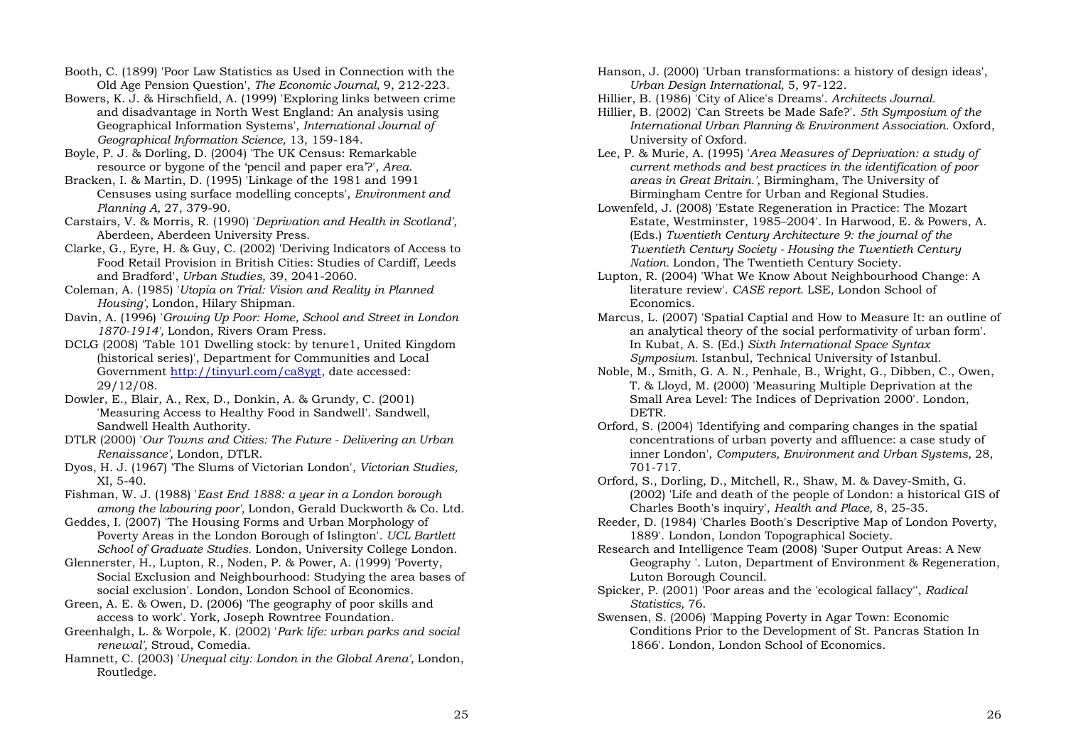Booth, C. (1899) 'Poor Law Statistics as Used in Connection with the Old Age Pension Question', *The Economic Journal,* 9, 212-223.

Bowers, K. J. & Hirschfield, A. (1999) 'Exploring links between crime and disadvantage in North West England: An analysis using Geographical Information Systems', *International Journal of Geographical Information Science,* 13, 159-184.

Boyle, P. J. & Dorling, D. (2004) 'The UK Census: Remarkable resource or bygone of the 'pencil and paper era'?', *Area.*

Bracken, I. & Martin, D. (1995) 'Linkage of the 1981 and 1991 Censuses using surface modelling concepts', *Environment and Planning A,* 27, 379-90.

Carstairs, V. & Morris, R. (1990) '*Deprivation and Health in Scotland',* Aberdeen, Aberdeen University Press.

Clarke, G., Eyre, H. & Guy, C. (2002) 'Deriving Indicators of Access to Food Retail Provision in British Cities: Studies of Cardiff, Leeds and Bradford', *Urban Studies,* 39, 2041-2060.

Coleman, A. (1985) '*Utopia on Trial: Vision and Reality in Planned Housing',* London, Hilary Shipman.

Davin, A. (1996) '*Growing Up Poor: Home, School and Street in London 1870-1914',* London, Rivers Oram Press.

DCLG (2008) 'Table 101 Dwelling stock: by tenure1, United Kingdom (historical series)', Department for Communities and Local Government http://tinyurl.com/ca8ygt, date accessed: 29/12/08.

Dowler, E., Blair, A., Rex, D., Donkin, A. & Grundy, C. (2001) 'Measuring Access to Healthy Food in Sandwell'. Sandwell, Sandwell Health Authority.

DTLR (2000) '*Our Towns and Cities: The Future - Delivering an Urban Renaissance',* London, DTLR.

Dyos, H. J. (1967) 'The Slums of Victorian London', *Victorian Studies,* XI, 5-40.

Fishman, W. J. (1988) '*East End 1888: a year in a London borough among the labouring poor',* London, Gerald Duckworth & Co. Ltd.

Geddes, I. (2007) 'The Housing Forms and Urban Morphology of Poverty Areas in the London Borough of Islington'. *UCL Bartlett School of Graduate Studies.* London, University College London.

Glennerster, H., Lupton, R., Noden, P. & Power, A. (1999) 'Poverty, Social Exclusion and Neighbourhood: Studying the area bases of social exclusion'. London, London School of Economics.

Green, A. E. & Owen, D. (2006) 'The geography of poor skills and access to work'. York, Joseph Rowntree Foundation.

Greenhalgh, L. & Worpole, K. (2002) '*Park life: urban parks and social renewal',* Stroud, Comedia.

Hamnett, C. (2003) '*Unequal city: London in the Global Arena',* London, Routledge.

Hanson, J. (2000) 'Urban transformations: a history of design ideas', *Urban Design International,* 5, 97-122.

Hillier, B. (1986) 'City of Alice's Dreams'. *Architects Journal.*

Hillier, B. (2002) 'Can Streets be Made Safe?'. *5th Symposium of the International Urban Planning & Environment Association.* Oxford, University of Oxford.

Lee, P. & Murie, A. (1995) '*Area Measures of Deprivation: a study of current methods and best practices in the identification of poor areas in Great Britain.',* Birmingham, The University of Birmingham Centre for Urban and Regional Studies.

Lowenfeld, J. (2008) 'Estate Regeneration in Practice: The Mozart Estate, Westminster, 1985–2004'. In Harwood, E. & Powers, A. (Eds.) *Twentieth Century Architecture 9: the journal of the Twentieth Century Society - Housing the Twentieth Century Nation.* London, The Twentieth Century Society.

Lupton, R. (2004) 'What We Know About Neighbourhood Change: A literature review'. *CASE report.* LSE, London School of Economics.

Marcus, L. (2007) 'Spatial Captial and How to Measure It: an outline of an analytical theory of the social performativity of urban form'. In Kubat, A. S. (Ed.) *Sixth International Space Syntax Symposium.* Istanbul, Technical University of Istanbul.

Noble, M., Smith, G. A. N., Penhale, B., Wright, G., Dibben, C., Owen, T. & Lloyd, M. (2000) 'Measuring Multiple Deprivation at the Small Area Level: The Indices of Deprivation 2000'. London, DETR.

Orford, S. (2004) 'Identifying and comparing changes in the spatial concentrations of urban poverty and affluence: a case study of inner London', *Computers, Environment and Urban Systems,* 28, 701-717.

Orford, S., Dorling, D., Mitchell, R., Shaw, M. & Davey-Smith, G. (2002) 'Life and death of the people of London: a historical GIS of Charles Booth's inquiry', *Health and Place,* 8, 25-35.

Reeder, D. (1984) 'Charles Booth's Descriptive Map of London Poverty, 1889'. London, London Topographical Society.

Research and Intelligence Team (2008) 'Super Output Areas: A New Geography '. Luton, Department of Environment & Regeneration, Luton Borough Council.

Spicker, P. (2001) 'Poor areas and the 'ecological fallacy'', *Radical Statistics,* 76.

Swensen, S. (2006) 'Mapping Poverty in Agar Town: Economic Conditions Prior to the Development of St. Pancras Station In 1866'. London, London School of Economics.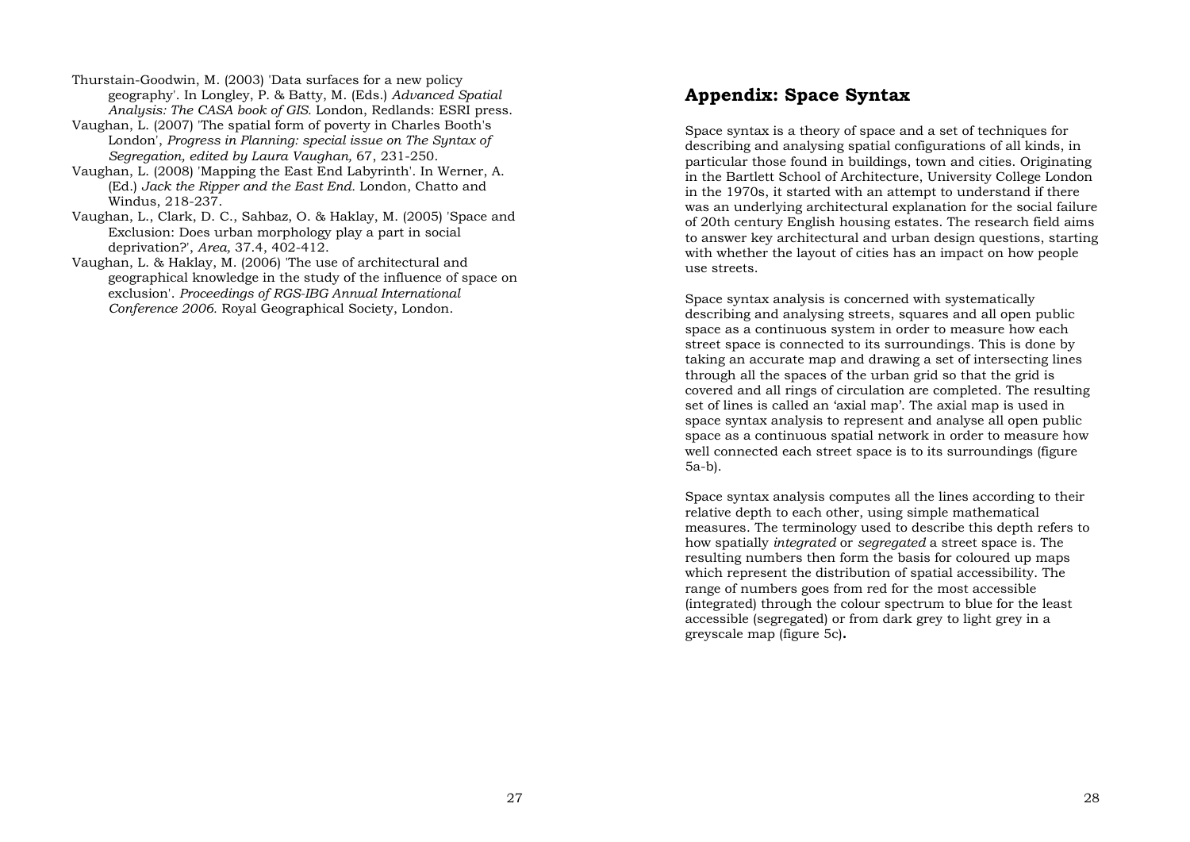Thurstain-Goodwin, M. (2003) 'Data surfaces for a new policy geography'. In Longley, P. & Batty, M. (Eds.) *Advanced Spatial Analysis: The CASA book of GIS.* London, Redlands: ESRI press.

Vaughan, L. (2007) 'The spatial form of poverty in Charles Booth's London', *Progress in Planning: special issue on The Syntax of Segregation, edited by Laura Vaughan,* 67, 231-250.

Vaughan, L. (2008) 'Mapping the East End Labyrinth'. In Werner, A. (Ed.) *Jack the Ripper and the East End.* London, Chatto and Windus, 218-237.

Vaughan, L., Clark, D. C., Sahbaz, O. & Haklay, M. (2005) 'Space and Exclusion: Does urban morphology play a part in social deprivation?', *Area,* 37.4, 402-412.

Vaughan, L. & Haklay, M. (2006) 'The use of architectural and geographical knowledge in the study of the influence of space on exclusion'. *Proceedings of RGS-IBG Annual International Conference 2006.* Royal Geographical Society, London.

## Appendix: Space Syntax

Space syntax is a theory of space and a set of techniques for describing and analysing spatial configurations of all kinds, in particular those found in buildings, town and cities. Originating in the Bartlett School of Architecture, University College London in the 1970s, it started with an attempt to understand if there was an underlying architectural explanation for the social failure of 20th century English housing estates. The research field aims to answer key architectural and urban design questions, starting with whether the layout of cities has an impact on how people use streets.

Space syntax analysis is concerned with systematically describing and analysing streets, squares and all open public space as a continuous system in order to measure how each street space is connected to its surroundings. This is done by taking an accurate map and drawing a set of intersecting lines through all the spaces of the urban grid so that the grid is covered and all rings of circulation are completed. The resulting set of lines is called an 'axial map'. The axial map is used in space syntax analysis to represent and analyse all open public space as a continuous spatial network in order to measure how well connected each street space is to its surroundings (figure 5a-b).

Space syntax analysis computes all the lines according to their relative depth to each other, using simple mathematical measures. The terminology used to describe this depth refers to how spatially *integrated* or *segregated* a street space is. The resulting numbers then form the basis for coloured up maps which represent the distribution of spatial accessibility. The range of numbers goes from red for the most accessible (integrated) through the colour spectrum to blue for the least accessible (segregated) or from dark grey to light grey in a greyscale map (figure 5c)**.**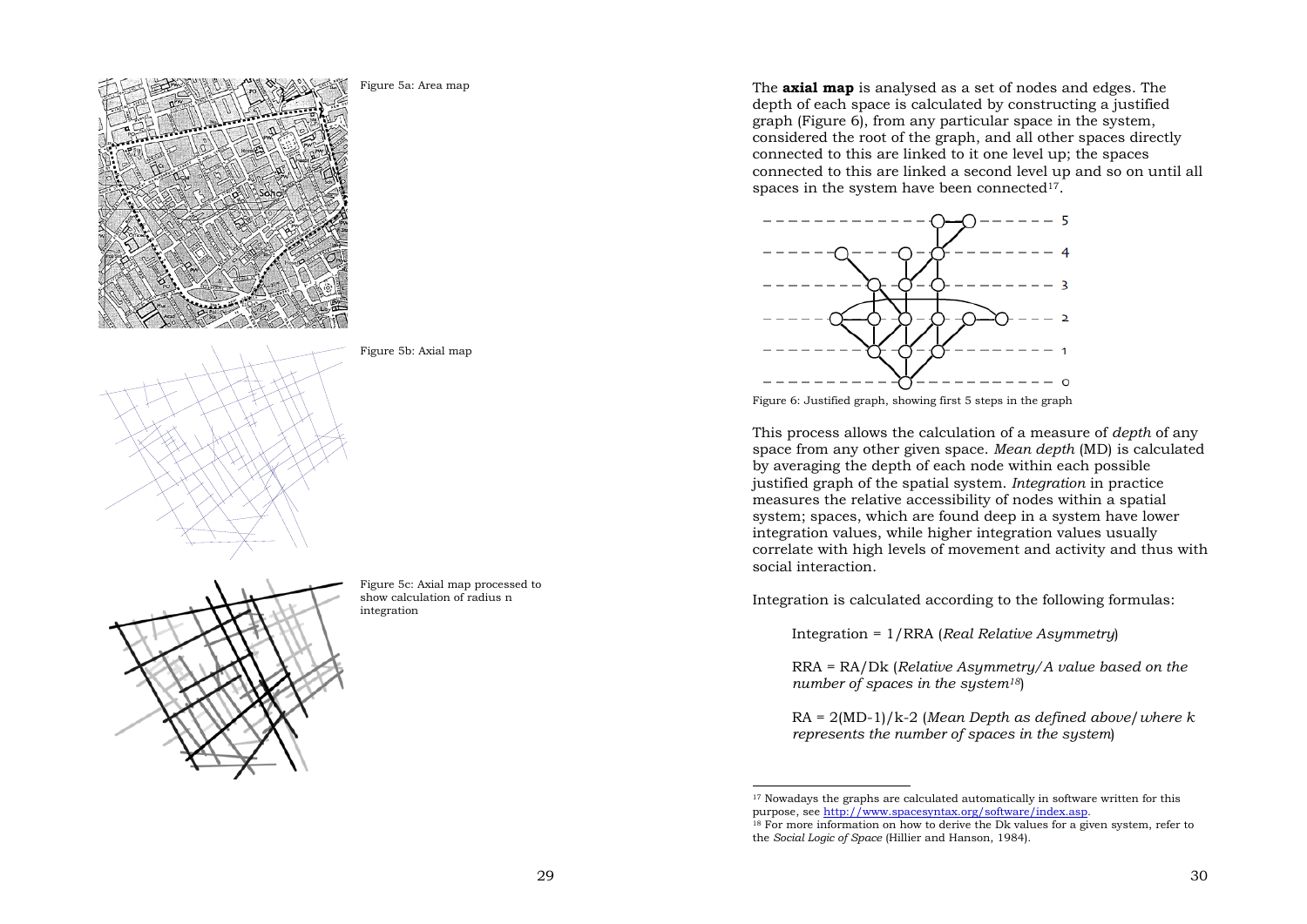Figure 5a: Area map

Figure 5b: Axial map

Figure 5c: Axial map processed to show calculation of radius n integration

The **axial map** is analysed as a set of nodes and edges. The depth of each space is calculated by constructing a justified graph (Figure 6), from any particular space in the system, considered the root of the graph, and all other spaces directly connected to this are linked to it one level up; the spaces connected to this are linked a second level up and so on until all spaces in the system have been connected[17].

Figure 6: Justified graph, showing first 5 steps in the graph

This process allows the calculation of a measure of *depth* of any space from any other given space. *Mean depth* (MD) is calculated by averaging the depth of each node within each possible justified graph of the spatial system. *Integration* in practice measures the relative accessibility of nodes within a spatial system; spaces, which are found deep in a system have lower integration values, while higher integration values usually correlate with high levels of movement and activity and thus with social interaction.

Integration is calculated according to the following formulas:

> Integration = 1/RRA (*Real Relative Asymmetry*)
>
> RRA = RA/Dk (*Relative Asymmetry/A value based on the number of spaces in the system*[18])
>
> RA = 2(MD-1)/k-2 (*Mean Depth as defined above/where k represents the number of spaces in the system*)

---

[17] Nowadays the graphs are calculated automatically in software written for this purpose, see http://www.spacesyntax.org/software/index.asp.

[18] For more information on how to derive the Dk values for a given system, refer to the *Social Logic of Space* (Hillier and Hanson, 1984).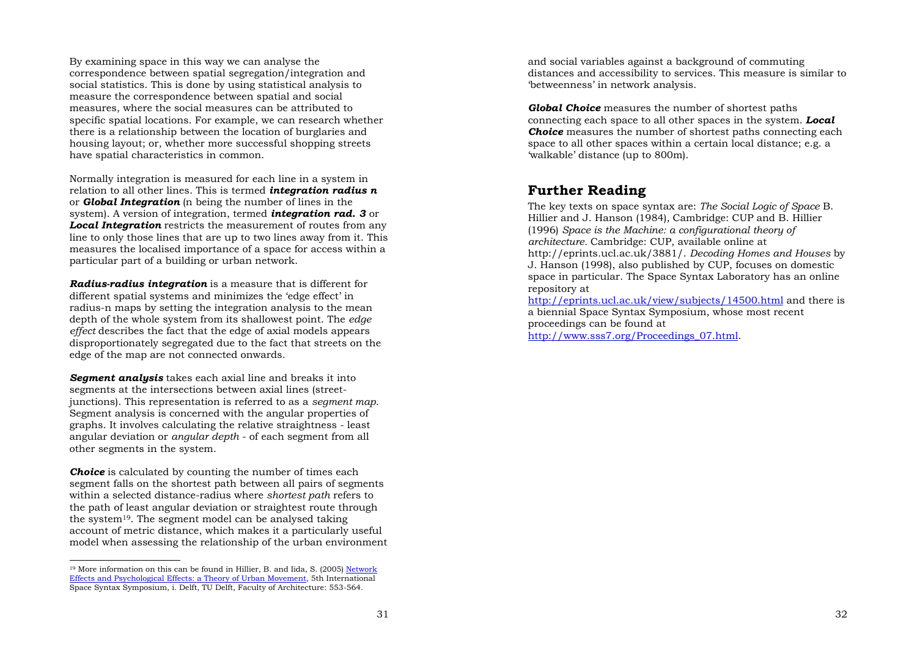By examining space in this way we can analyse the correspondence between spatial segregation/integration and social statistics. This is done by using statistical analysis to measure the correspondence between spatial and social measures, where the social measures can be attributed to specific spatial locations. For example, we can research whether there is a relationship between the location of burglaries and housing layout; or, whether more successful shopping streets have spatial characteristics in common.

Normally integration is measured for each line in a system in relation to all other lines. This is termed ***integration radius n*** or ***Global Integration*** (n being the number of lines in the system). A version of integration, termed ***integration rad. 3*** or ***Local Integration*** restricts the measurement of routes from any line to only those lines that are up to two lines away from it. This measures the localised importance of a space for access within a particular part of a building or urban network.

***Radius-radius integration*** is a measure that is different for different spatial systems and minimizes the 'edge effect' in radius-n maps by setting the integration analysis to the mean depth of the whole system from its shallowest point. The *edge effect* describes the fact that the edge of axial models appears disproportionately segregated due to the fact that streets on the edge of the map are not connected onwards.

***Segment analysis*** takes each axial line and breaks it into segments at the intersections between axial lines (street-junctions). This representation is referred to as a *segment map*. Segment analysis is concerned with the angular properties of graphs. It involves calculating the relative straightness - least angular deviation or *angular depth* - of each segment from all other segments in the system.

***Choice*** is calculated by counting the number of times each segment falls on the shortest path between all pairs of segments within a selected distance-radius where *shortest path* refers to the path of least angular deviation or straightest route through the system[19]. The segment model can be analysed taking account of metric distance, which makes it a particularly useful model when assessing the relationship of the urban environment and social variables against a background of commuting distances and accessibility to services. This measure is similar to 'betweenness' in network analysis.

***Global Choice*** measures the number of shortest paths connecting each space to all other spaces in the system. ***Local Choice*** measures the number of shortest paths connecting each space to all other spaces within a certain local distance; e.g. a 'walkable' distance (up to 800m).

[19] More information on this can be found in Hillier, B. and Iida, S. (2005) Network Effects and Psychological Effects: a Theory of Urban Movement, 5th International Space Syntax Symposium, i. Delft, TU Delft, Faculty of Architecture: 553-564.

## Further Reading

The key texts on space syntax are: *The Social Logic of Space* B. Hillier and J. Hanson (1984), Cambridge: CUP and B. Hillier (1996) *Space is the Machine: a configurational theory of architecture*. Cambridge: CUP, available online at http://eprints.ucl.ac.uk/3881/. *Decoding Homes and Houses* by J. Hanson (1998), also published by CUP, focuses on domestic space in particular. The Space Syntax Laboratory has an online repository at http://eprints.ucl.ac.uk/view/subjects/14500.html and there is a biennial Space Syntax Symposium, whose most recent proceedings can be found at http://www.sss7.org/Proceedings_07.html.